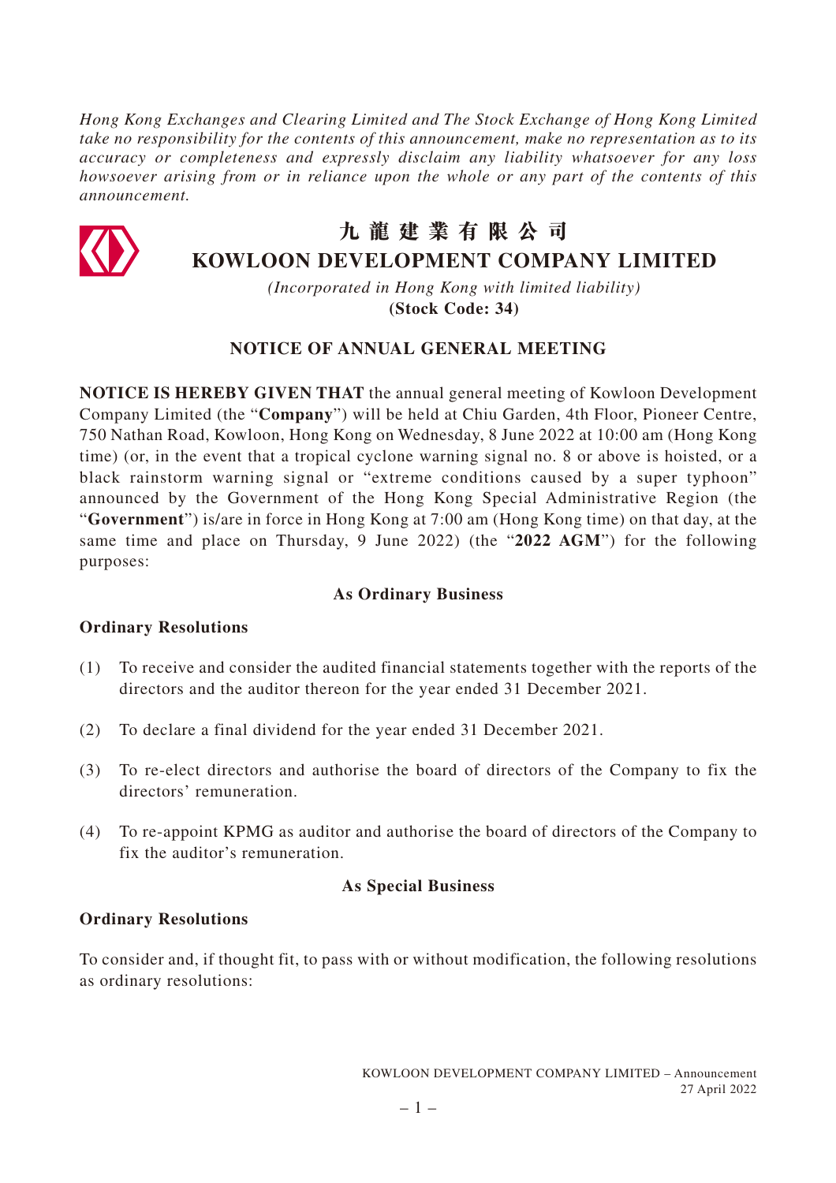*Hong Kong Exchanges and Clearing Limited and The Stock Exchange of Hong Kong Limited take no responsibility for the contents of this announcement, make no representation as to its accuracy or completeness and expressly disclaim any liability whatsoever for any loss howsoever arising from or in reliance upon the whole or any part of the contents of this announcement.*

# 九 龍 建 業 有 限 公 司
# KOWLOON DEVELOPMENT COMPANY LIMITED

*(Incorporated in Hong Kong with limited liability)*
**(Stock Code: 34)**

## NOTICE OF ANNUAL GENERAL MEETING

**NOTICE IS HEREBY GIVEN THAT** the annual general meeting of Kowloon Development Company Limited (the "**Company**") will be held at Chiu Garden, 4th Floor, Pioneer Centre, 750 Nathan Road, Kowloon, Hong Kong on Wednesday, 8 June 2022 at 10:00 am (Hong Kong time) (or, in the event that a tropical cyclone warning signal no. 8 or above is hoisted, or a black rainstorm warning signal or "extreme conditions caused by a super typhoon" announced by the Government of the Hong Kong Special Administrative Region (the "**Government**") is/are in force in Hong Kong at 7:00 am (Hong Kong time) on that day, at the same time and place on Thursday, 9 June 2022) (the "**2022 AGM**") for the following purposes:

### As Ordinary Business

**Ordinary Resolutions**

(1) To receive and consider the audited financial statements together with the reports of the directors and the auditor thereon for the year ended 31 December 2021.

(2) To declare a final dividend for the year ended 31 December 2021.

(3) To re-elect directors and authorise the board of directors of the Company to fix the directors' remuneration.

(4) To re-appoint KPMG as auditor and authorise the board of directors of the Company to fix the auditor's remuneration.

### As Special Business

**Ordinary Resolutions**

To consider and, if thought fit, to pass with or without modification, the following resolutions as ordinary resolutions: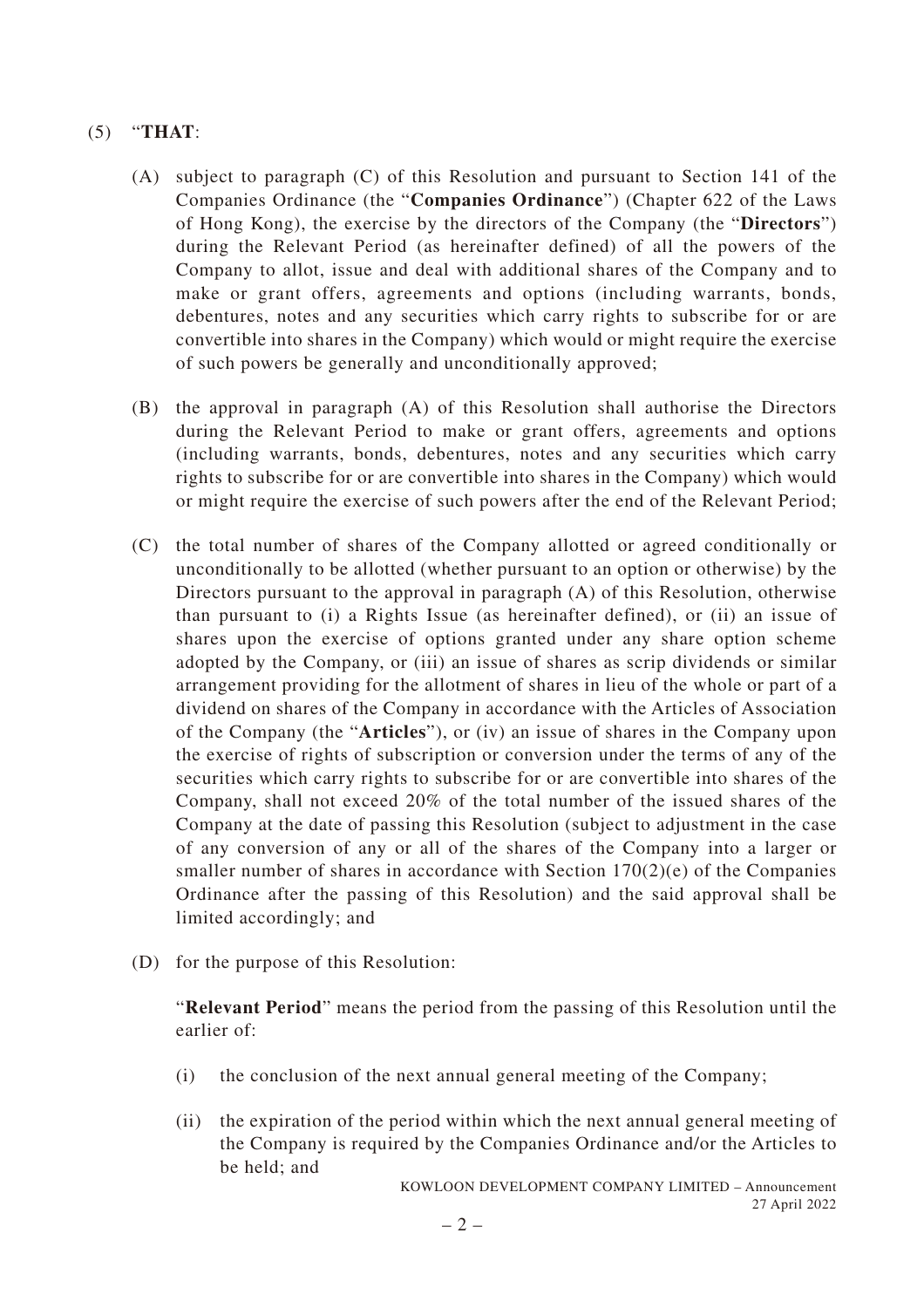(5) "**THAT**:

(A) subject to paragraph (C) of this Resolution and pursuant to Section 141 of the Companies Ordinance (the "**Companies Ordinance**") (Chapter 622 of the Laws of Hong Kong), the exercise by the directors of the Company (the "**Directors**") during the Relevant Period (as hereinafter defined) of all the powers of the Company to allot, issue and deal with additional shares of the Company and to make or grant offers, agreements and options (including warrants, bonds, debentures, notes and any securities which carry rights to subscribe for or are convertible into shares in the Company) which would or might require the exercise of such powers be generally and unconditionally approved;

(B) the approval in paragraph (A) of this Resolution shall authorise the Directors during the Relevant Period to make or grant offers, agreements and options (including warrants, bonds, debentures, notes and any securities which carry rights to subscribe for or are convertible into shares in the Company) which would or might require the exercise of such powers after the end of the Relevant Period;

(C) the total number of shares of the Company allotted or agreed conditionally or unconditionally to be allotted (whether pursuant to an option or otherwise) by the Directors pursuant to the approval in paragraph (A) of this Resolution, otherwise than pursuant to (i) a Rights Issue (as hereinafter defined), or (ii) an issue of shares upon the exercise of options granted under any share option scheme adopted by the Company, or (iii) an issue of shares as scrip dividends or similar arrangement providing for the allotment of shares in lieu of the whole or part of a dividend on shares of the Company in accordance with the Articles of Association of the Company (the "**Articles**"), or (iv) an issue of shares in the Company upon the exercise of rights of subscription or conversion under the terms of any of the securities which carry rights to subscribe for or are convertible into shares of the Company, shall not exceed 20% of the total number of the issued shares of the Company at the date of passing this Resolution (subject to adjustment in the case of any conversion of any or all of the shares of the Company into a larger or smaller number of shares in accordance with Section 170(2)(e) of the Companies Ordinance after the passing of this Resolution) and the said approval shall be limited accordingly; and

(D) for the purpose of this Resolution:

"**Relevant Period**" means the period from the passing of this Resolution until the earlier of:

(i) the conclusion of the next annual general meeting of the Company;

(ii) the expiration of the period within which the next annual general meeting of the Company is required by the Companies Ordinance and/or the Articles to be held; and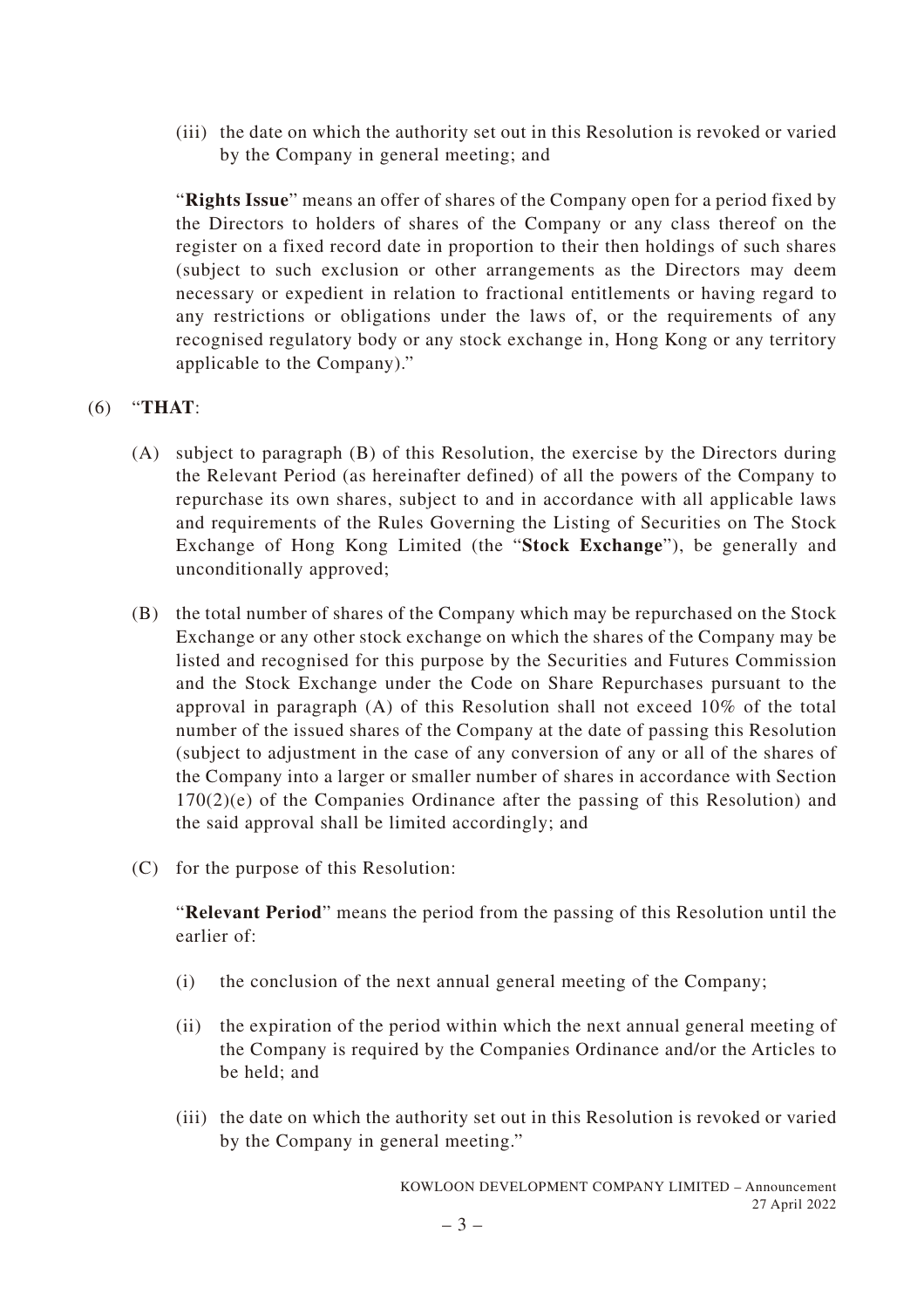(iii) the date on which the authority set out in this Resolution is revoked or varied by the Company in general meeting; and

"**Rights Issue**" means an offer of shares of the Company open for a period fixed by the Directors to holders of shares of the Company or any class thereof on the register on a fixed record date in proportion to their then holdings of such shares (subject to such exclusion or other arrangements as the Directors may deem necessary or expedient in relation to fractional entitlements or having regard to any restrictions or obligations under the laws of, or the requirements of any recognised regulatory body or any stock exchange in, Hong Kong or any territory applicable to the Company)."

(6) "**THAT**:

(A) subject to paragraph (B) of this Resolution, the exercise by the Directors during the Relevant Period (as hereinafter defined) of all the powers of the Company to repurchase its own shares, subject to and in accordance with all applicable laws and requirements of the Rules Governing the Listing of Securities on The Stock Exchange of Hong Kong Limited (the "**Stock Exchange**"), be generally and unconditionally approved;

(B) the total number of shares of the Company which may be repurchased on the Stock Exchange or any other stock exchange on which the shares of the Company may be listed and recognised for this purpose by the Securities and Futures Commission and the Stock Exchange under the Code on Share Repurchases pursuant to the approval in paragraph (A) of this Resolution shall not exceed 10% of the total number of the issued shares of the Company at the date of passing this Resolution (subject to adjustment in the case of any conversion of any or all of the shares of the Company into a larger or smaller number of shares in accordance with Section 170(2)(e) of the Companies Ordinance after the passing of this Resolution) and the said approval shall be limited accordingly; and

(C) for the purpose of this Resolution:

"**Relevant Period**" means the period from the passing of this Resolution until the earlier of:

(i) the conclusion of the next annual general meeting of the Company;

(ii) the expiration of the period within which the next annual general meeting of the Company is required by the Companies Ordinance and/or the Articles to be held; and

(iii) the date on which the authority set out in this Resolution is revoked or varied by the Company in general meeting."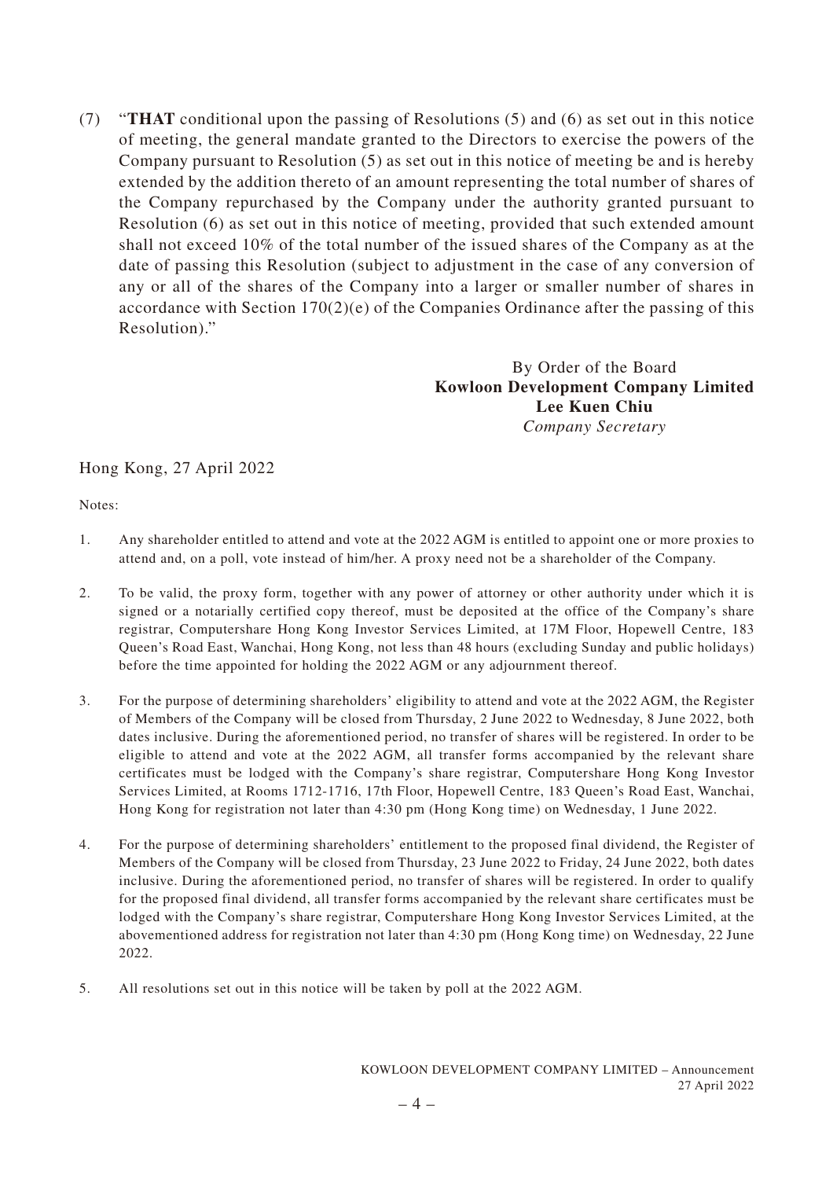(7) "**THAT** conditional upon the passing of Resolutions (5) and (6) as set out in this notice of meeting, the general mandate granted to the Directors to exercise the powers of the Company pursuant to Resolution (5) as set out in this notice of meeting be and is hereby extended by the addition thereto of an amount representing the total number of shares of the Company repurchased by the Company under the authority granted pursuant to Resolution (6) as set out in this notice of meeting, provided that such extended amount shall not exceed 10% of the total number of the issued shares of the Company as at the date of passing this Resolution (subject to adjustment in the case of any conversion of any or all of the shares of the Company into a larger or smaller number of shares in accordance with Section 170(2)(e) of the Companies Ordinance after the passing of this Resolution)."

By Order of the Board
**Kowloon Development Company Limited**
**Lee Kuen Chiu**
*Company Secretary*

Hong Kong, 27 April 2022

Notes:

1. Any shareholder entitled to attend and vote at the 2022 AGM is entitled to appoint one or more proxies to attend and, on a poll, vote instead of him/her. A proxy need not be a shareholder of the Company.

2. To be valid, the proxy form, together with any power of attorney or other authority under which it is signed or a notarially certified copy thereof, must be deposited at the office of the Company's share registrar, Computershare Hong Kong Investor Services Limited, at 17M Floor, Hopewell Centre, 183 Queen's Road East, Wanchai, Hong Kong, not less than 48 hours (excluding Sunday and public holidays) before the time appointed for holding the 2022 AGM or any adjournment thereof.

3. For the purpose of determining shareholders' eligibility to attend and vote at the 2022 AGM, the Register of Members of the Company will be closed from Thursday, 2 June 2022 to Wednesday, 8 June 2022, both dates inclusive. During the aforementioned period, no transfer of shares will be registered. In order to be eligible to attend and vote at the 2022 AGM, all transfer forms accompanied by the relevant share certificates must be lodged with the Company's share registrar, Computershare Hong Kong Investor Services Limited, at Rooms 1712-1716, 17th Floor, Hopewell Centre, 183 Queen's Road East, Wanchai, Hong Kong for registration not later than 4:30 pm (Hong Kong time) on Wednesday, 1 June 2022.

4. For the purpose of determining shareholders' entitlement to the proposed final dividend, the Register of Members of the Company will be closed from Thursday, 23 June 2022 to Friday, 24 June 2022, both dates inclusive. During the aforementioned period, no transfer of shares will be registered. In order to qualify for the proposed final dividend, all transfer forms accompanied by the relevant share certificates must be lodged with the Company's share registrar, Computershare Hong Kong Investor Services Limited, at the abovementioned address for registration not later than 4:30 pm (Hong Kong time) on Wednesday, 22 June 2022.

5. All resolutions set out in this notice will be taken by poll at the 2022 AGM.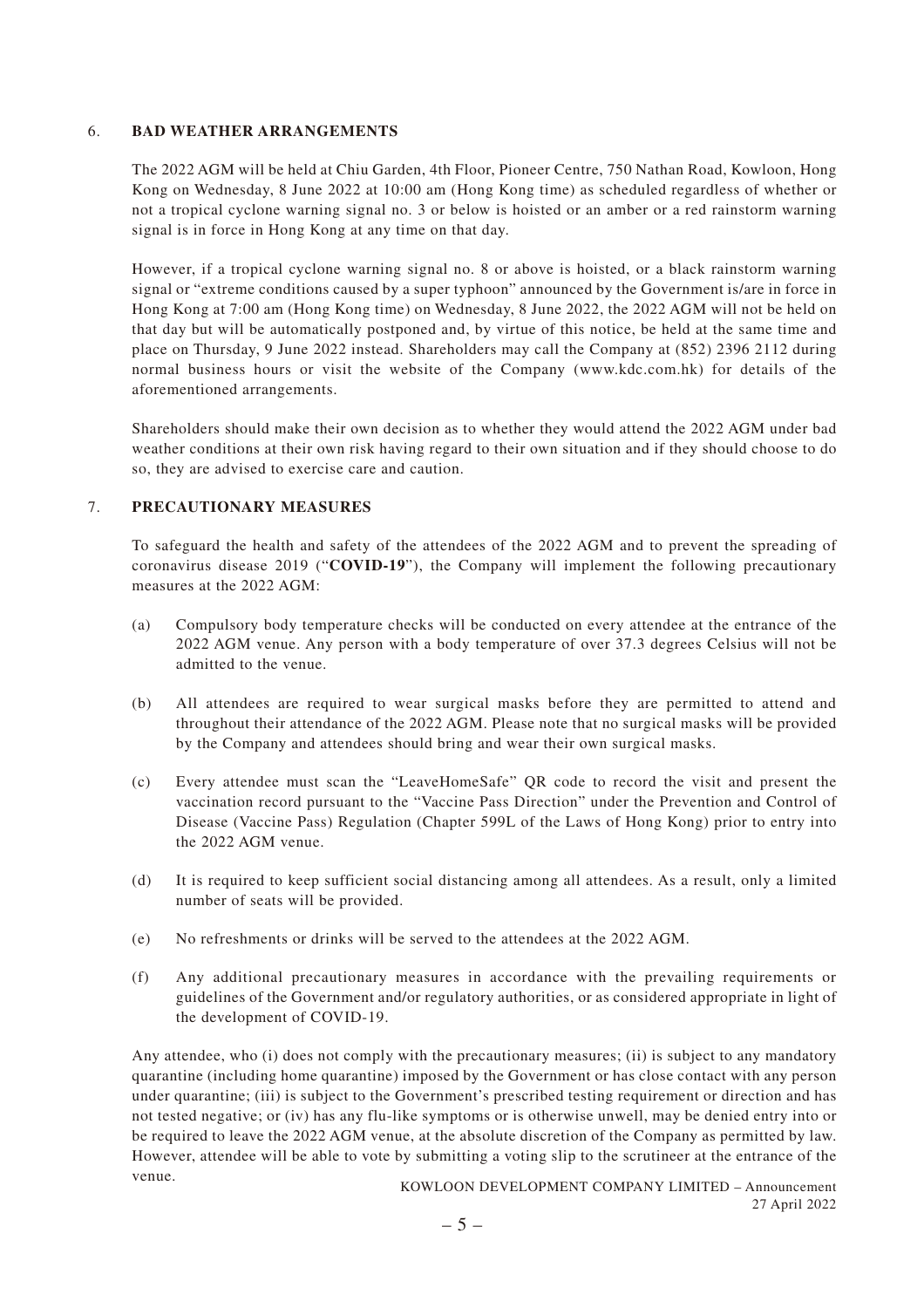6. **BAD WEATHER ARRANGEMENTS**

   The 2022 AGM will be held at Chiu Garden, 4th Floor, Pioneer Centre, 750 Nathan Road, Kowloon, Hong Kong on Wednesday, 8 June 2022 at 10:00 am (Hong Kong time) as scheduled regardless of whether or not a tropical cyclone warning signal no. 3 or below is hoisted or an amber or a red rainstorm warning signal is in force in Hong Kong at any time on that day.

   However, if a tropical cyclone warning signal no. 8 or above is hoisted, or a black rainstorm warning signal or "extreme conditions caused by a super typhoon" announced by the Government is/are in force in Hong Kong at 7:00 am (Hong Kong time) on Wednesday, 8 June 2022, the 2022 AGM will not be held on that day but will be automatically postponed and, by virtue of this notice, be held at the same time and place on Thursday, 9 June 2022 instead. Shareholders may call the Company at (852) 2396 2112 during normal business hours or visit the website of the Company (www.kdc.com.hk) for details of the aforementioned arrangements.

   Shareholders should make their own decision as to whether they would attend the 2022 AGM under bad weather conditions at their own risk having regard to their own situation and if they should choose to do so, they are advised to exercise care and caution.

7. **PRECAUTIONARY MEASURES**

   To safeguard the health and safety of the attendees of the 2022 AGM and to prevent the spreading of coronavirus disease 2019 ("**COVID-19**"), the Company will implement the following precautionary measures at the 2022 AGM:

   (a) Compulsory body temperature checks will be conducted on every attendee at the entrance of the 2022 AGM venue. Any person with a body temperature of over 37.3 degrees Celsius will not be admitted to the venue.

   (b) All attendees are required to wear surgical masks before they are permitted to attend and throughout their attendance of the 2022 AGM. Please note that no surgical masks will be provided by the Company and attendees should bring and wear their own surgical masks.

   (c) Every attendee must scan the "LeaveHomeSafe" QR code to record the visit and present the vaccination record pursuant to the "Vaccine Pass Direction" under the Prevention and Control of Disease (Vaccine Pass) Regulation (Chapter 599L of the Laws of Hong Kong) prior to entry into the 2022 AGM venue.

   (d) It is required to keep sufficient social distancing among all attendees. As a result, only a limited number of seats will be provided.

   (e) No refreshments or drinks will be served to the attendees at the 2022 AGM.

   (f) Any additional precautionary measures in accordance with the prevailing requirements or guidelines of the Government and/or regulatory authorities, or as considered appropriate in light of the development of COVID-19.

   Any attendee, who (i) does not comply with the precautionary measures; (ii) is subject to any mandatory quarantine (including home quarantine) imposed by the Government or has close contact with any person under quarantine; (iii) is subject to the Government's prescribed testing requirement or direction and has not tested negative; or (iv) has any flu-like symptoms or is otherwise unwell, may be denied entry into or be required to leave the 2022 AGM venue, at the absolute discretion of the Company as permitted by law. However, attendee will be able to vote by submitting a voting slip to the scrutineer at the entrance of the venue.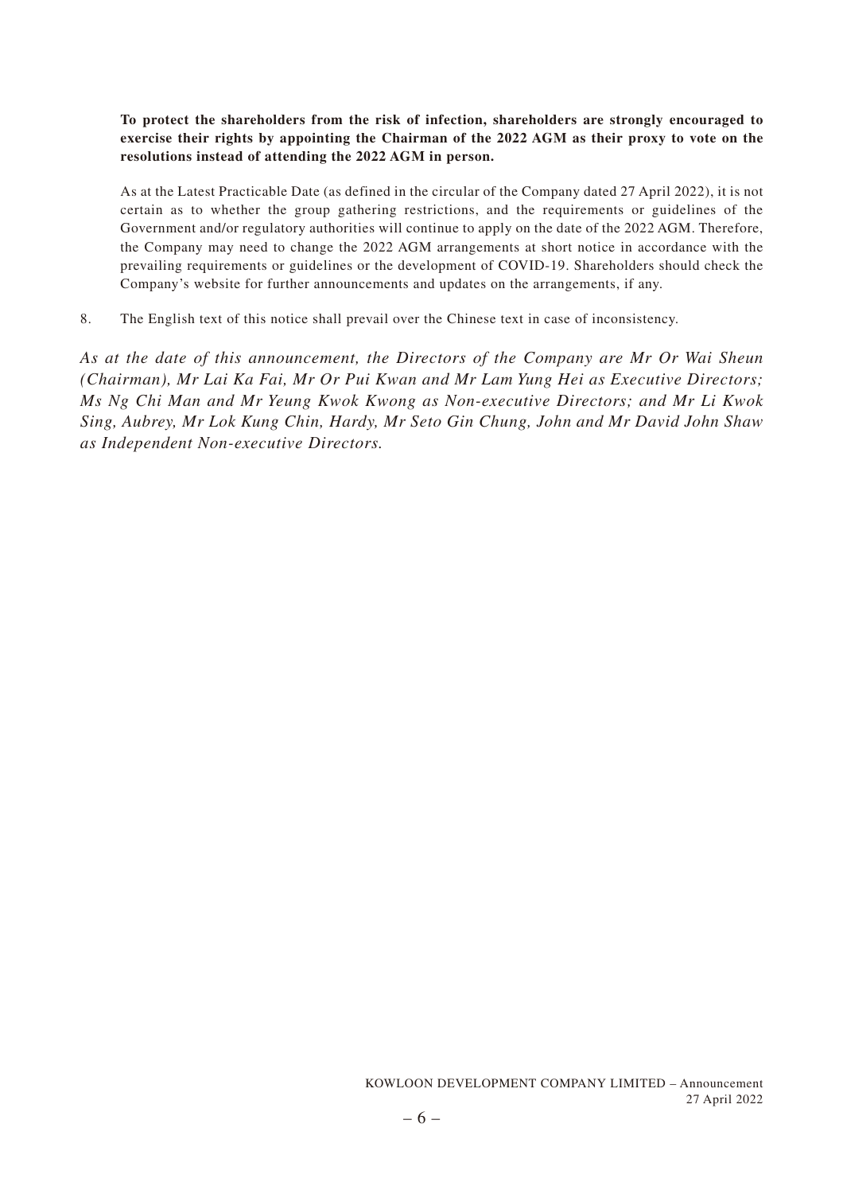**To protect the shareholders from the risk of infection, shareholders are strongly encouraged to exercise their rights by appointing the Chairman of the 2022 AGM as their proxy to vote on the resolutions instead of attending the 2022 AGM in person.**

As at the Latest Practicable Date (as defined in the circular of the Company dated 27 April 2022), it is not certain as to whether the group gathering restrictions, and the requirements or guidelines of the Government and/or regulatory authorities will continue to apply on the date of the 2022 AGM. Therefore, the Company may need to change the 2022 AGM arrangements at short notice in accordance with the prevailing requirements or guidelines or the development of COVID-19. Shareholders should check the Company's website for further announcements and updates on the arrangements, if any.

8. The English text of this notice shall prevail over the Chinese text in case of inconsistency.

*As at the date of this announcement, the Directors of the Company are Mr Or Wai Sheun (Chairman), Mr Lai Ka Fai, Mr Or Pui Kwan and Mr Lam Yung Hei as Executive Directors; Ms Ng Chi Man and Mr Yeung Kwok Kwong as Non-executive Directors; and Mr Li Kwok Sing, Aubrey, Mr Lok Kung Chin, Hardy, Mr Seto Gin Chung, John and Mr David John Shaw as Independent Non-executive Directors.*